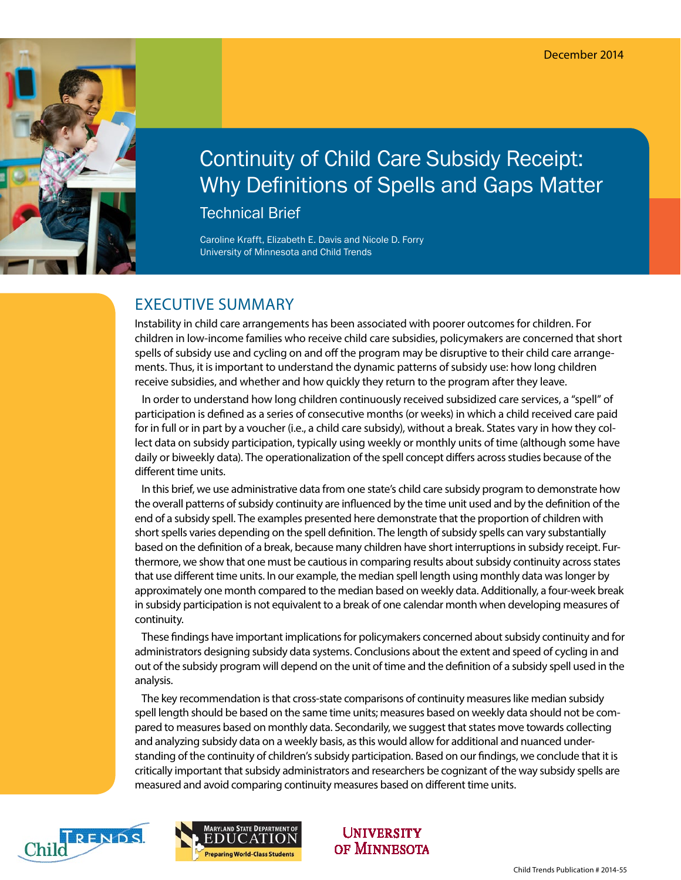December 2014

# Continuity of Child Care Subsidy Receipt: Why Definitions of Spells and Gaps Matter

## Technical Brief

Caroline Krafft, Elizabeth E. Davis and Nicole D. Forry
University of Minnesota and Child Trends

## EXECUTIVE SUMMARY

Instability in child care arrangements has been associated with poorer outcomes for children. For children in low-income families who receive child care subsidies, policymakers are concerned that short spells of subsidy use and cycling on and off the program may be disruptive to their child care arrangements. Thus, it is important to understand the dynamic patterns of subsidy use: how long children receive subsidies, and whether and how quickly they return to the program after they leave.

In order to understand how long children continuously received subsidized care services, a "spell" of participation is defined as a series of consecutive months (or weeks) in which a child received care paid for in full or in part by a voucher (i.e., a child care subsidy), without a break. States vary in how they collect data on subsidy participation, typically using weekly or monthly units of time (although some have daily or biweekly data). The operationalization of the spell concept differs across studies because of the different time units.

In this brief, we use administrative data from one state's child care subsidy program to demonstrate how the overall patterns of subsidy continuity are influenced by the time unit used and by the definition of the end of a subsidy spell. The examples presented here demonstrate that the proportion of children with short spells varies depending on the spell definition. The length of subsidy spells can vary substantially based on the definition of a break, because many children have short interruptions in subsidy receipt. Furthermore, we show that one must be cautious in comparing results about subsidy continuity across states that use different time units. In our example, the median spell length using monthly data was longer by approximately one month compared to the median based on weekly data. Additionally, a four-week break in subsidy participation is not equivalent to a break of one calendar month when developing measures of continuity.

These findings have important implications for policymakers concerned about subsidy continuity and for administrators designing subsidy data systems. Conclusions about the extent and speed of cycling in and out of the subsidy program will depend on the unit of time and the definition of a subsidy spell used in the analysis.

The key recommendation is that cross-state comparisons of continuity measures like median subsidy spell length should be based on the same time units; measures based on weekly data should not be compared to measures based on monthly data. Secondarily, we suggest that states move towards collecting and analyzing subsidy data on a weekly basis, as this would allow for additional and nuanced understanding of the continuity of children's subsidy participation. Based on our findings, we conclude that it is critically important that subsidy administrators and researchers be cognizant of the way subsidy spells are measured and avoid comparing continuity measures based on different time units.

Child Trends | Maryland State Department of Education — Preparing World-Class Students | University of Minnesota

Child Trends Publication # 2014-55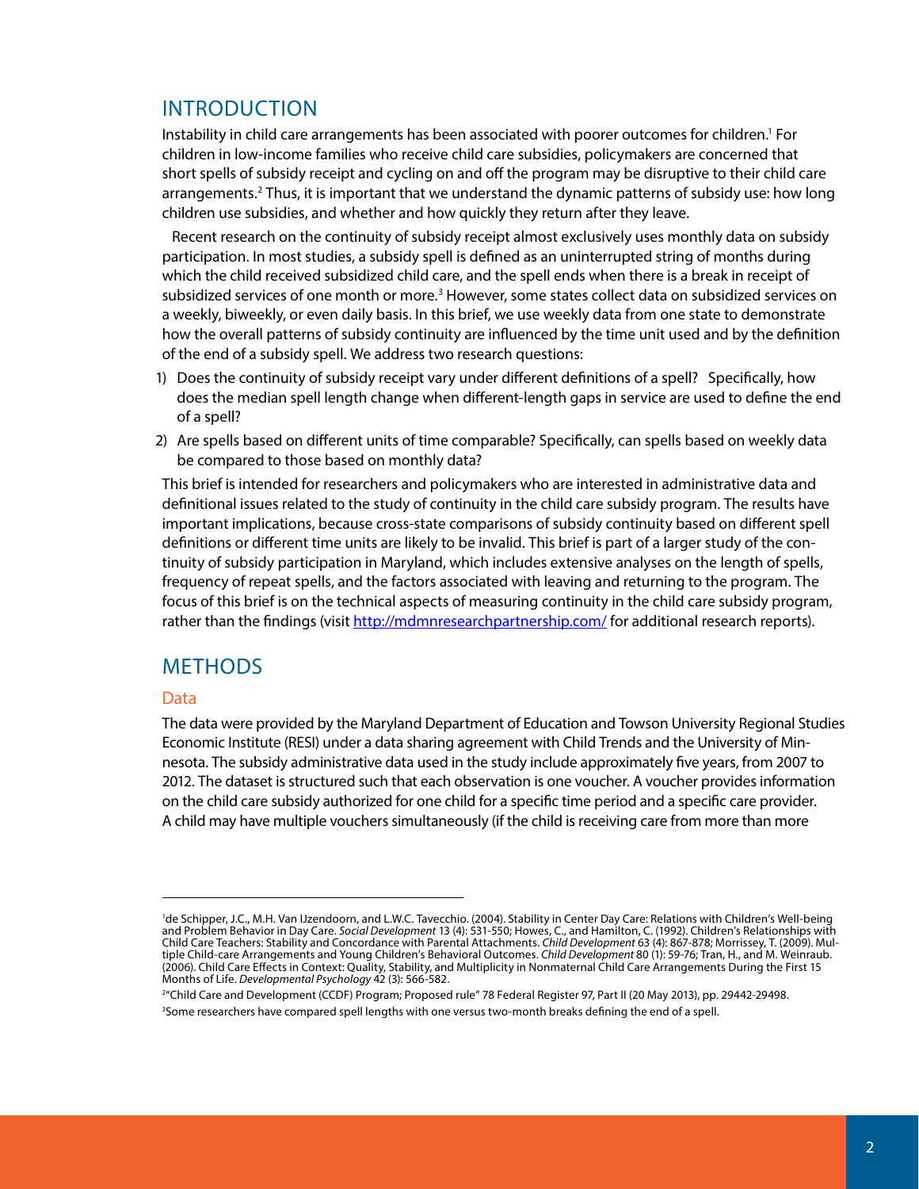## INTRODUCTION

Instability in child care arrangements has been associated with poorer outcomes for children.[1] For children in low-income families who receive child care subsidies, policymakers are concerned that short spells of subsidy receipt and cycling on and off the program may be disruptive to their child care arrangements.[2] Thus, it is important that we understand the dynamic patterns of subsidy use: how long children use subsidies, and whether and how quickly they return after they leave.

Recent research on the continuity of subsidy receipt almost exclusively uses monthly data on subsidy participation. In most studies, a subsidy spell is defined as an uninterrupted string of months during which the child received subsidized child care, and the spell ends when there is a break in receipt of subsidized services of one month or more.[3] However, some states collect data on subsidized services on a weekly, biweekly, or even daily basis. In this brief, we use weekly data from one state to demonstrate how the overall patterns of subsidy continuity are influenced by the time unit used and by the definition of the end of a subsidy spell. We address two research questions:

1) Does the continuity of subsidy receipt vary under different definitions of a spell? Specifically, how does the median spell length change when different-length gaps in service are used to define the end of a spell?
2) Are spells based on different units of time comparable? Specifically, can spells based on weekly data be compared to those based on monthly data?

This brief is intended for researchers and policymakers who are interested in administrative data and definitional issues related to the study of continuity in the child care subsidy program. The results have important implications, because cross-state comparisons of subsidy continuity based on different spell definitions or different time units are likely to be invalid. This brief is part of a larger study of the continuity of subsidy participation in Maryland, which includes extensive analyses on the length of spells, frequency of repeat spells, and the factors associated with leaving and returning to the program. The focus of this brief is on the technical aspects of measuring continuity in the child care subsidy program, rather than the findings (visit http://mdmnresearchpartnership.com/ for additional research reports).

## METHODS

### Data

The data were provided by the Maryland Department of Education and Towson University Regional Studies Economic Institute (RESI) under a data sharing agreement with Child Trends and the University of Minnesota. The subsidy administrative data used in the study include approximately five years, from 2007 to 2012. The dataset is structured such that each observation is one voucher. A voucher provides information on the child care subsidy authorized for one child for a specific time period and a specific care provider. A child may have multiple vouchers simultaneously (if the child is receiving care from more than more

---

[1] de Schipper, J.C., M.H. Van IJzendoorn, and L.W.C. Tavecchio. (2004). Stability in Center Day Care: Relations with Children's Well-being and Problem Behavior in Day Care. *Social Development* 13 (4): 531-550; Howes, C., and Hamilton, C. (1992). Children's Relationships with Child Care Teachers: Stability and Concordance with Parental Attachments. *Child Development* 63 (4): 867-878; Morrissey, T. (2009). Multiple Child-care Arrangements and Young Children's Behavioral Outcomes. *Child Development* 80 (1): 59-76; Tran, H., and M. Weinraub. (2006). Child Care Effects in Context: Quality, Stability, and Multiplicity in Nonmaternal Child Care Arrangements During the First 15 Months of Life. *Developmental Psychology* 42 (3): 566-582.

[2] "Child Care and Development (CCDF) Program; Proposed rule" 78 Federal Register 97, Part II (20 May 2013), pp. 29442-29498.

[3] Some researchers have compared spell lengths with one versus two-month breaks defining the end of a spell.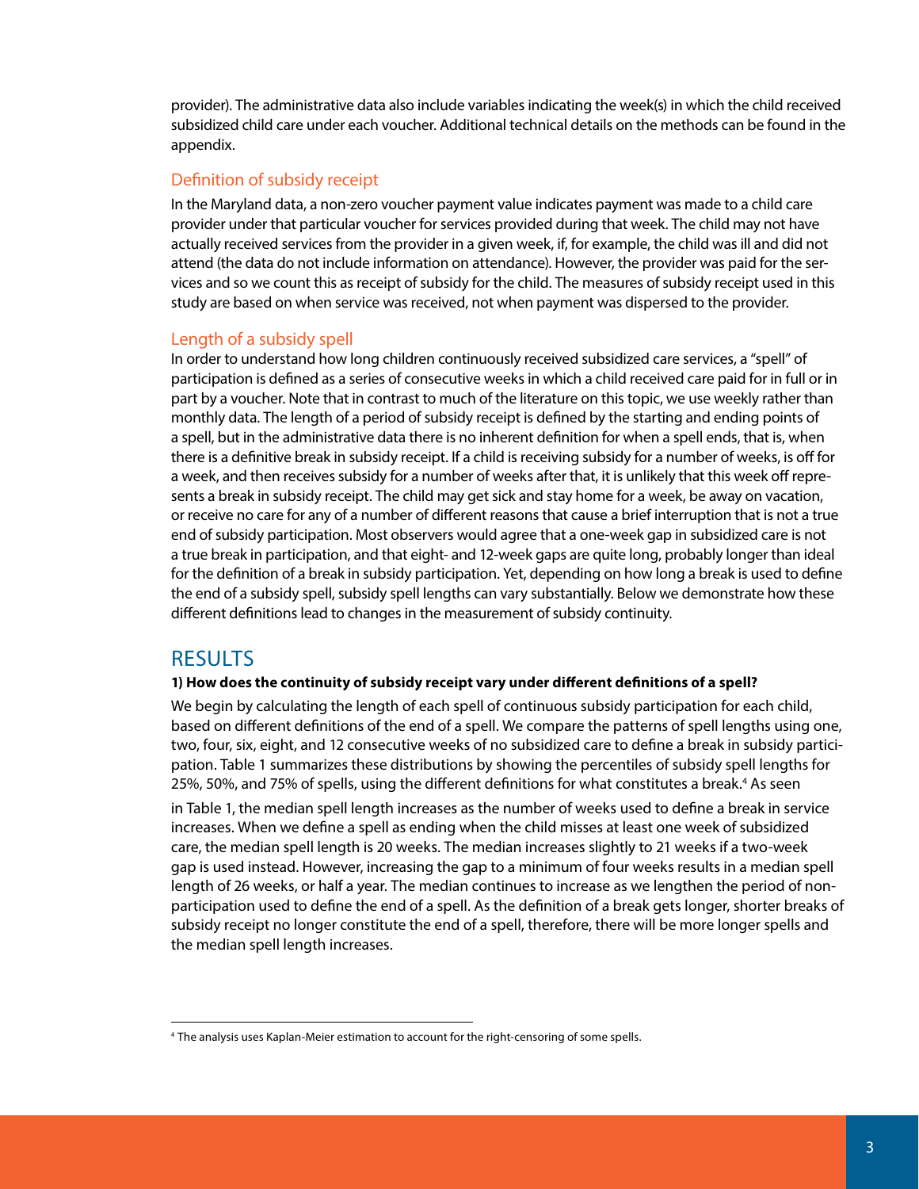provider). The administrative data also include variables indicating the week(s) in which the child received subsidized child care under each voucher. Additional technical details on the methods can be found in the appendix.

### Definition of subsidy receipt

In the Maryland data, a non-zero voucher payment value indicates payment was made to a child care provider under that particular voucher for services provided during that week. The child may not have actually received services from the provider in a given week, if, for example, the child was ill and did not attend (the data do not include information on attendance). However, the provider was paid for the services and so we count this as receipt of subsidy for the child. The measures of subsidy receipt used in this study are based on when service was received, not when payment was dispersed to the provider.

### Length of a subsidy spell

In order to understand how long children continuously received subsidized care services, a "spell" of participation is defined as a series of consecutive weeks in which a child received care paid for in full or in part by a voucher. Note that in contrast to much of the literature on this topic, we use weekly rather than monthly data. The length of a period of subsidy receipt is defined by the starting and ending points of a spell, but in the administrative data there is no inherent definition for when a spell ends, that is, when there is a definitive break in subsidy receipt. If a child is receiving subsidy for a number of weeks, is off for a week, and then receives subsidy for a number of weeks after that, it is unlikely that this week off represents a break in subsidy receipt. The child may get sick and stay home for a week, be away on vacation, or receive no care for any of a number of different reasons that cause a brief interruption that is not a true end of subsidy participation. Most observers would agree that a one-week gap in subsidized care is not a true break in participation, and that eight- and 12-week gaps are quite long, probably longer than ideal for the definition of a break in subsidy participation. Yet, depending on how long a break is used to define the end of a subsidy spell, subsidy spell lengths can vary substantially. Below we demonstrate how these different definitions lead to changes in the measurement of subsidy continuity.

## RESULTS

**1) How does the continuity of subsidy receipt vary under different definitions of a spell?**

We begin by calculating the length of each spell of continuous subsidy participation for each child, based on different definitions of the end of a spell. We compare the patterns of spell lengths using one, two, four, six, eight, and 12 consecutive weeks of no subsidized care to define a break in subsidy participation. Table 1 summarizes these distributions by showing the percentiles of subsidy spell lengths for 25%, 50%, and 75% of spells, using the different definitions for what constitutes a break.[4] As seen in Table 1, the median spell length increases as the number of weeks used to define a break in service increases. When we define a spell as ending when the child misses at least one week of subsidized care, the median spell length is 20 weeks. The median increases slightly to 21 weeks if a two-week gap is used instead. However, increasing the gap to a minimum of four weeks results in a median spell length of 26 weeks, or half a year. The median continues to increase as we lengthen the period of non-participation used to define the end of a spell. As the definition of a break gets longer, shorter breaks of subsidy receipt no longer constitute the end of a spell, therefore, there will be more longer spells and the median spell length increases.

[4] The analysis uses Kaplan-Meier estimation to account for the right-censoring of some spells.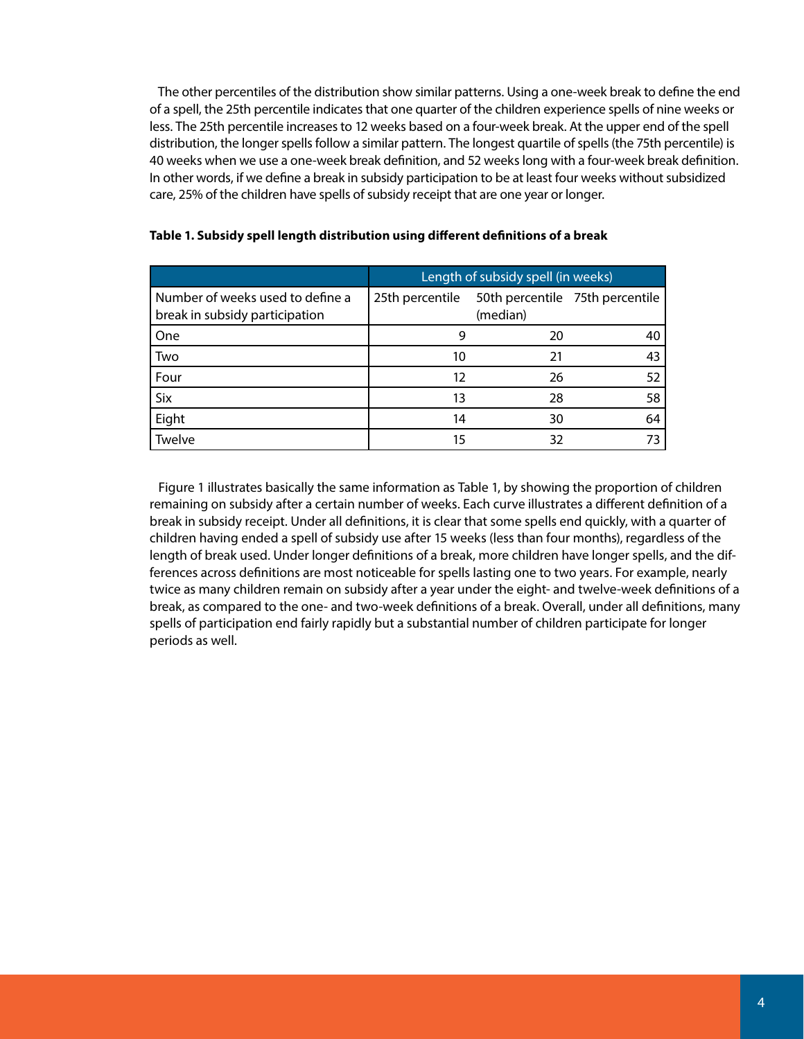The other percentiles of the distribution show similar patterns. Using a one-week break to define the end of a spell, the 25th percentile indicates that one quarter of the children experience spells of nine weeks or less. The 25th percentile increases to 12 weeks based on a four-week break. At the upper end of the spell distribution, the longer spells follow a similar pattern. The longest quartile of spells (the 75th percentile) is 40 weeks when we use a one-week break definition, and 52 weeks long with a four-week break definition. In other words, if we define a break in subsidy participation to be at least four weeks without subsidized care, 25% of the children have spells of subsidy receipt that are one year or longer.

**Table 1. Subsidy spell length distribution using different definitions of a break**

| | Length of subsidy spell (in weeks) | | |
|---|---|---|---|
| Number of weeks used to define a break in subsidy participation | 25th percentile | 50th percentile (median) | 75th percentile |
| One | 9 | 20 | 40 |
| Two | 10 | 21 | 43 |
| Four | 12 | 26 | 52 |
| Six | 13 | 28 | 58 |
| Eight | 14 | 30 | 64 |
| Twelve | 15 | 32 | 73 |

Figure 1 illustrates basically the same information as Table 1, by showing the proportion of children remaining on subsidy after a certain number of weeks. Each curve illustrates a different definition of a break in subsidy receipt. Under all definitions, it is clear that some spells end quickly, with a quarter of children having ended a spell of subsidy use after 15 weeks (less than four months), regardless of the length of break used. Under longer definitions of a break, more children have longer spells, and the differences across definitions are most noticeable for spells lasting one to two years. For example, nearly twice as many children remain on subsidy after a year under the eight- and twelve-week definitions of a break, as compared to the one- and two-week definitions of a break. Overall, under all definitions, many spells of participation end fairly rapidly but a substantial number of children participate for longer periods as well.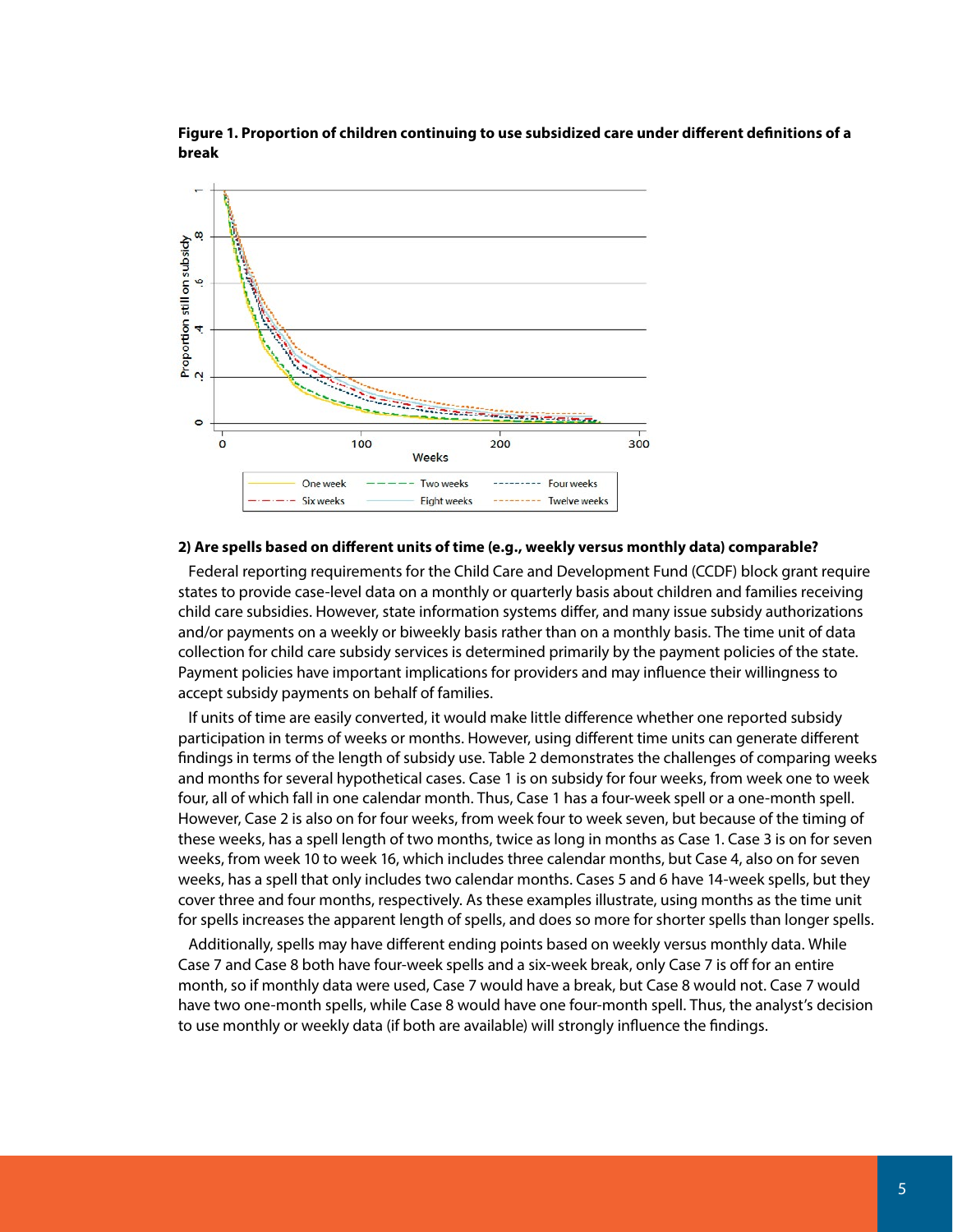**Figure 1. Proportion of children continuing to use subsidized care under different definitions of a break**

**2) Are spells based on different units of time (e.g., weekly versus monthly data) comparable?**

Federal reporting requirements for the Child Care and Development Fund (CCDF) block grant require states to provide case-level data on a monthly or quarterly basis about children and families receiving child care subsidies. However, state information systems differ, and many issue subsidy authorizations and/or payments on a weekly or biweekly basis rather than on a monthly basis. The time unit of data collection for child care subsidy services is determined primarily by the payment policies of the state. Payment policies have important implications for providers and may influence their willingness to accept subsidy payments on behalf of families.

If units of time are easily converted, it would make little difference whether one reported subsidy participation in terms of weeks or months. However, using different time units can generate different findings in terms of the length of subsidy use. Table 2 demonstrates the challenges of comparing weeks and months for several hypothetical cases. Case 1 is on subsidy for four weeks, from week one to week four, all of which fall in one calendar month. Thus, Case 1 has a four-week spell or a one-month spell. However, Case 2 is also on for four weeks, from week four to week seven, but because of the timing of these weeks, has a spell length of two months, twice as long in months as Case 1. Case 3 is on for seven weeks, from week 10 to week 16, which includes three calendar months, but Case 4, also on for seven weeks, has a spell that only includes two calendar months. Cases 5 and 6 have 14-week spells, but they cover three and four months, respectively. As these examples illustrate, using months as the time unit for spells increases the apparent length of spells, and does so more for shorter spells than longer spells.

Additionally, spells may have different ending points based on weekly versus monthly data. While Case 7 and Case 8 both have four-week spells and a six-week break, only Case 7 is off for an entire month, so if monthly data were used, Case 7 would have a break, but Case 8 would not. Case 7 would have two one-month spells, while Case 8 would have one four-month spell. Thus, the analyst's decision to use monthly or weekly data (if both are available) will strongly influence the findings.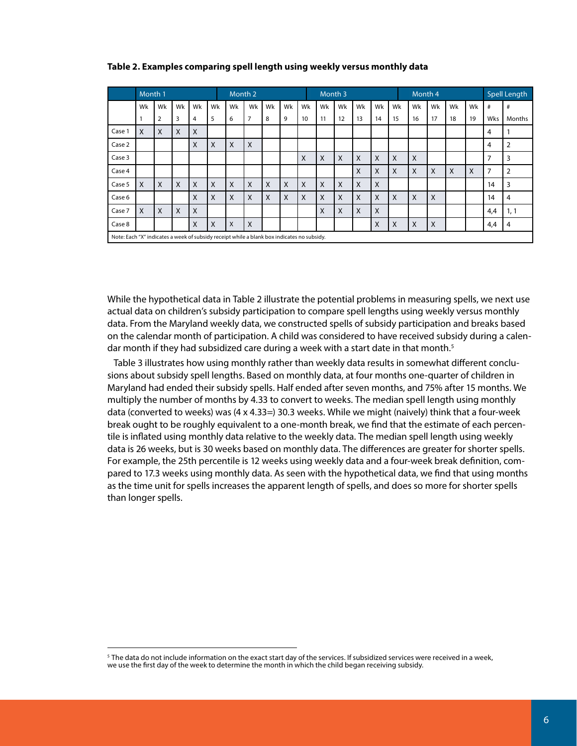**Table 2. Examples comparing spell length using weekly versus monthly data**

| | Month 1 | | | | | Month 2 | | | | | Month 3 | | | | | Month 4 | | | | Spell Length | |
|---|---|---|---|---|---|---|---|---|---|---|---|---|---|---|---|---|---|---|---|---|---|
| | Wk 1 | Wk 2 | Wk 3 | Wk 4 | Wk 5 | Wk 6 | Wk 7 | Wk 8 | Wk 9 | Wk 10 | Wk 11 | Wk 12 | Wk 13 | Wk 14 | Wk 15 | Wk 16 | Wk 17 | Wk 18 | Wk 19 | # Wks | # Months |
| Case 1 | X | X | X | X | | | | | | | | | | | | | | | | 4 | 1 |
| Case 2 | | | | X | X | X | X | | | | | | | | | | | | | 4 | 2 |
| Case 3 | | | | | | | | | | X | X | X | X | X | X | X | | | | 7 | 3 |
| Case 4 | | | | | | | | | | | | | X | X | X | X | X | X | X | 7 | 2 |
| Case 5 | X | X | X | X | X | X | X | X | X | X | X | X | X | X | | | | | | 14 | 3 |
| Case 6 | | | | X | X | X | X | X | X | X | X | X | X | X | X | X | X | | | 14 | 4 |
| Case 7 | X | X | X | X | | | | | | | X | X | X | X | | | | | | 4,4 | 1, 1 |
| Case 8 | | | | X | X | X | X | | | | | | | X | X | X | X | | | 4,4 | 4 |

Note: Each "X" indicates a week of subsidy receipt while a blank box indicates no subsidy.

While the hypothetical data in Table 2 illustrate the potential problems in measuring spells, we next use actual data on children's subsidy participation to compare spell lengths using weekly versus monthly data. From the Maryland weekly data, we constructed spells of subsidy participation and breaks based on the calendar month of participation. A child was considered to have received subsidy during a calendar month if they had subsidized care during a week with a start date in that month.[5]

Table 3 illustrates how using monthly rather than weekly data results in somewhat different conclusions about subsidy spell lengths. Based on monthly data, at four months one-quarter of children in Maryland had ended their subsidy spells. Half ended after seven months, and 75% after 15 months. We multiply the number of months by 4.33 to convert to weeks. The median spell length using monthly data (converted to weeks) was (4 x 4.33=) 30.3 weeks. While we might (naively) think that a four-week break ought to be roughly equivalent to a one-month break, we find that the estimate of each percentile is inflated using monthly data relative to the weekly data. The median spell length using weekly data is 26 weeks, but is 30 weeks based on monthly data. The differences are greater for shorter spells. For example, the 25th percentile is 12 weeks using weekly data and a four-week break definition, compared to 17.3 weeks using monthly data. As seen with the hypothetical data, we find that using months as the time unit for spells increases the apparent length of spells, and does so more for shorter spells than longer spells.

[5] The data do not include information on the exact start day of the services. If subsidized services were received in a week, we use the first day of the week to determine the month in which the child began receiving subsidy.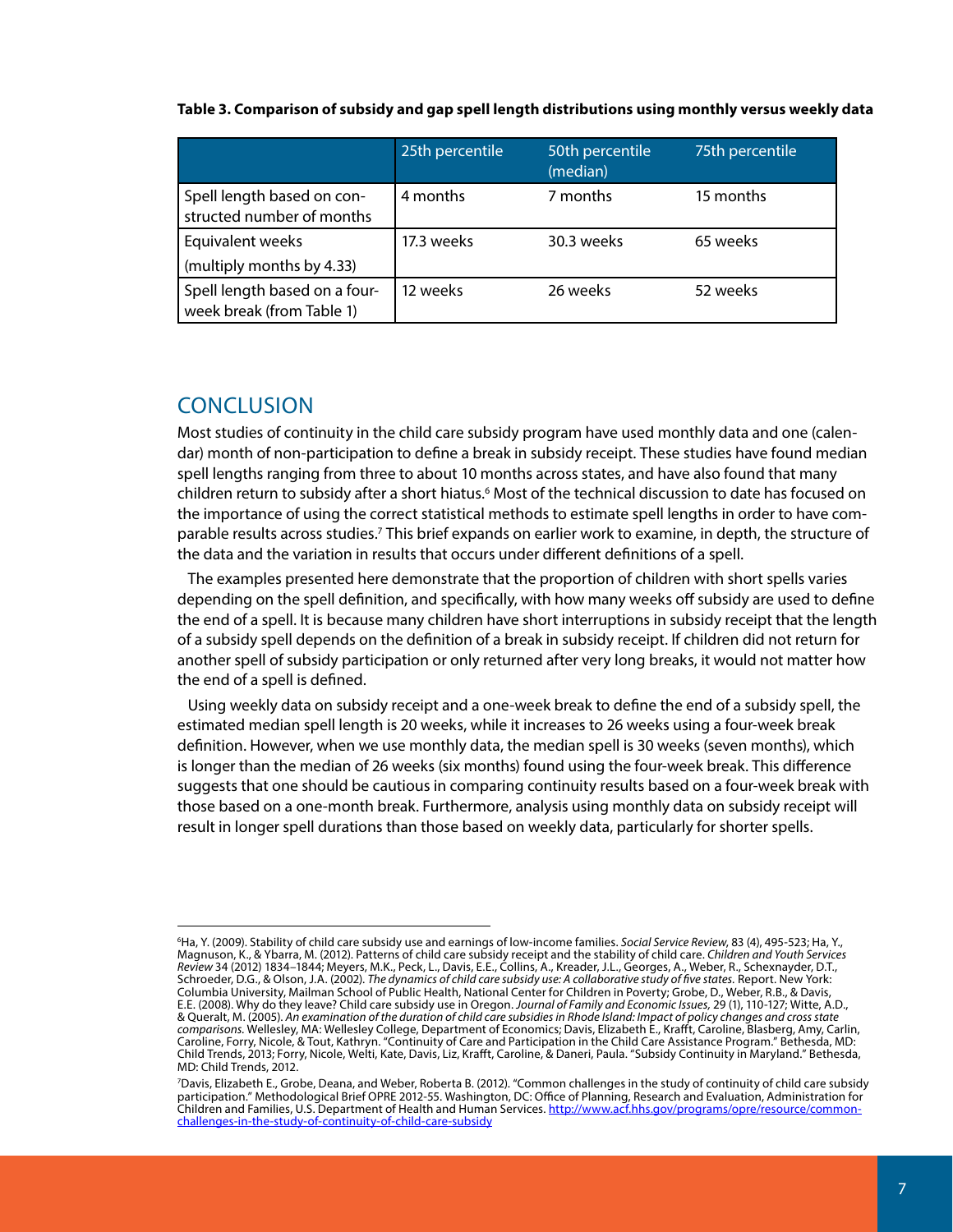**Table 3. Comparison of subsidy and gap spell length distributions using monthly versus weekly data**

| | 25th percentile | 50th percentile (median) | 75th percentile |
|---|---|---|---|
| Spell length based on constructed number of months | 4 months | 7 months | 15 months |
| Equivalent weeks (multiply months by 4.33) | 17.3 weeks | 30.3 weeks | 65 weeks |
| Spell length based on a four-week break (from Table 1) | 12 weeks | 26 weeks | 52 weeks |

## CONCLUSION

Most studies of continuity in the child care subsidy program have used monthly data and one (calendar) month of non-participation to define a break in subsidy receipt. These studies have found median spell lengths ranging from three to about 10 months across states, and have also found that many children return to subsidy after a short hiatus.[6] Most of the technical discussion to date has focused on the importance of using the correct statistical methods to estimate spell lengths in order to have comparable results across studies.[7] This brief expands on earlier work to examine, in depth, the structure of the data and the variation in results that occurs under different definitions of a spell.

The examples presented here demonstrate that the proportion of children with short spells varies depending on the spell definition, and specifically, with how many weeks off subsidy are used to define the end of a spell. It is because many children have short interruptions in subsidy receipt that the length of a subsidy spell depends on the definition of a break in subsidy receipt. If children did not return for another spell of subsidy participation or only returned after very long breaks, it would not matter how the end of a spell is defined.

Using weekly data on subsidy receipt and a one-week break to define the end of a subsidy spell, the estimated median spell length is 20 weeks, while it increases to 26 weeks using a four-week break definition. However, when we use monthly data, the median spell is 30 weeks (seven months), which is longer than the median of 26 weeks (six months) found using the four-week break. This difference suggests that one should be cautious in comparing continuity results based on a four-week break with those based on a one-month break. Furthermore, analysis using monthly data on subsidy receipt will result in longer spell durations than those based on weekly data, particularly for shorter spells.

---

[6] Ha, Y. (2009). Stability of child care subsidy use and earnings of low-income families. *Social Service Review,* 83 (4), 495-523; Ha, Y., Magnuson, K., & Ybarra, M. (2012). Patterns of child care subsidy receipt and the stability of child care. *Children and Youth Services Review* 34 (2012) 1834–1844; Meyers, M.K., Peck, L., Davis, E.E., Collins, A., Kreader, J.L., Georges, A., Weber, R., Schexnayder, D.T., Schroeder, D.G., & Olson, J.A. (2002). *The dynamics of child care subsidy use: A collaborative study of five states.* Report. New York: Columbia University, Mailman School of Public Health, National Center for Children in Poverty; Grobe, D., Weber, R.B., & Davis, E.E. (2008). Why do they leave? Child care subsidy use in Oregon. *Journal of Family and Economic Issues,* 29 (1), 110-127; Witte, A.D., & Queralt, M. (2005). *An examination of the duration of child care subsidies in Rhode Island: Impact of policy changes and cross state comparisons.* Wellesley, MA: Wellesley College, Department of Economics; Davis, Elizabeth E., Krafft, Caroline, Blasberg, Amy, Carlin, Caroline, Forry, Nicole, & Tout, Kathryn. "Continuity of Care and Participation in the Child Care Assistance Program." Bethesda, MD: Child Trends, 2013; Forry, Nicole, Welti, Kate, Davis, Liz, Krafft, Caroline, & Daneri, Paula. "Subsidy Continuity in Maryland." Bethesda, MD: Child Trends, 2012.

[7] Davis, Elizabeth E., Grobe, Deana, and Weber, Roberta B. (2012). "Common challenges in the study of continuity of child care subsidy participation." Methodological Brief OPRE 2012-55. Washington, DC: Office of Planning, Research and Evaluation, Administration for Children and Families, U.S. Department of Health and Human Services. http://www.acf.hhs.gov/programs/opre/resource/common-challenges-in-the-study-of-continuity-of-child-care-subsidy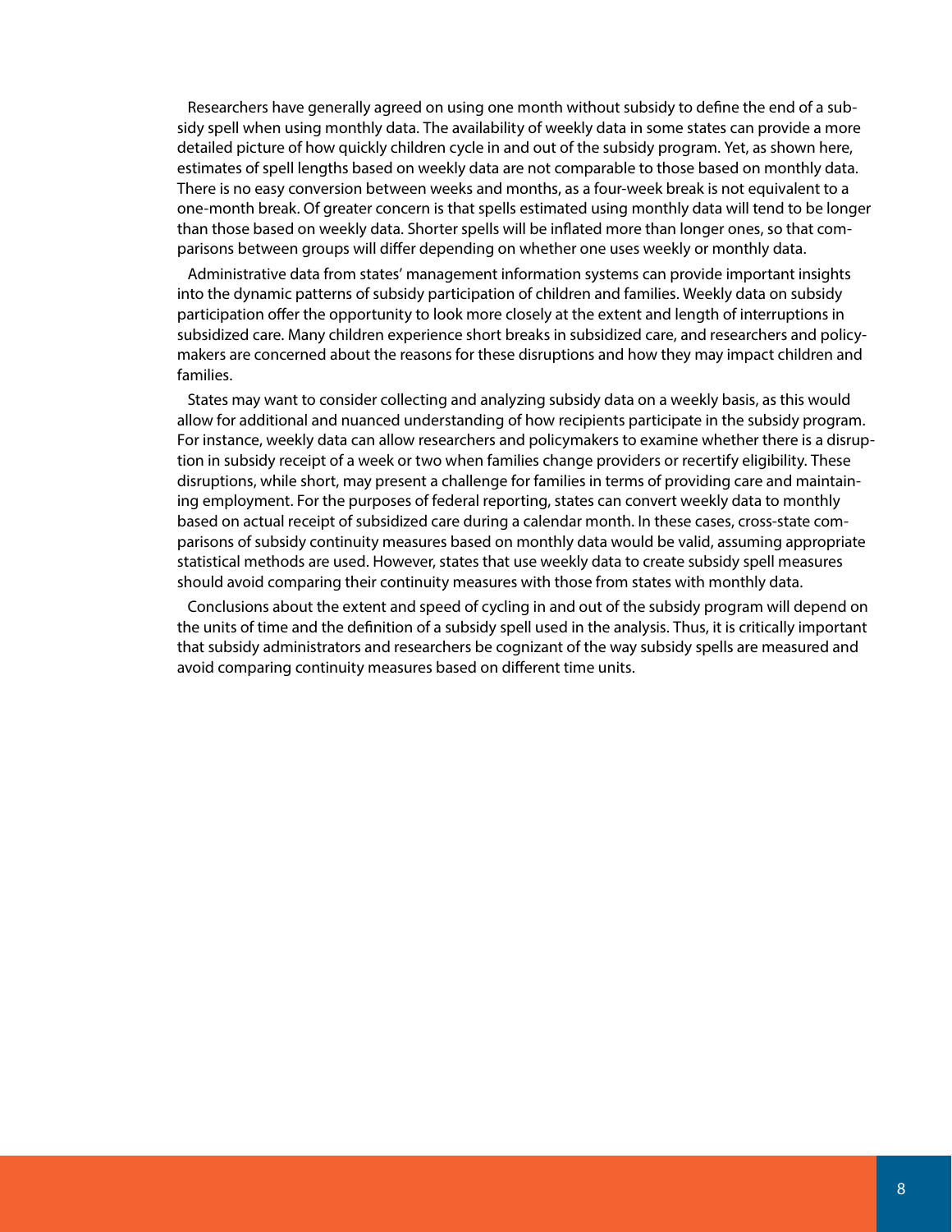Researchers have generally agreed on using one month without subsidy to define the end of a subsidy spell when using monthly data. The availability of weekly data in some states can provide a more detailed picture of how quickly children cycle in and out of the subsidy program. Yet, as shown here, estimates of spell lengths based on weekly data are not comparable to those based on monthly data. There is no easy conversion between weeks and months, as a four-week break is not equivalent to a one-month break. Of greater concern is that spells estimated using monthly data will tend to be longer than those based on weekly data. Shorter spells will be inflated more than longer ones, so that comparisons between groups will differ depending on whether one uses weekly or monthly data.

Administrative data from states' management information systems can provide important insights into the dynamic patterns of subsidy participation of children and families. Weekly data on subsidy participation offer the opportunity to look more closely at the extent and length of interruptions in subsidized care. Many children experience short breaks in subsidized care, and researchers and policymakers are concerned about the reasons for these disruptions and how they may impact children and families.

States may want to consider collecting and analyzing subsidy data on a weekly basis, as this would allow for additional and nuanced understanding of how recipients participate in the subsidy program. For instance, weekly data can allow researchers and policymakers to examine whether there is a disruption in subsidy receipt of a week or two when families change providers or recertify eligibility. These disruptions, while short, may present a challenge for families in terms of providing care and maintaining employment. For the purposes of federal reporting, states can convert weekly data to monthly based on actual receipt of subsidized care during a calendar month. In these cases, cross-state comparisons of subsidy continuity measures based on monthly data would be valid, assuming appropriate statistical methods are used. However, states that use weekly data to create subsidy spell measures should avoid comparing their continuity measures with those from states with monthly data.

Conclusions about the extent and speed of cycling in and out of the subsidy program will depend on the units of time and the definition of a subsidy spell used in the analysis. Thus, it is critically important that subsidy administrators and researchers be cognizant of the way subsidy spells are measured and avoid comparing continuity measures based on different time units.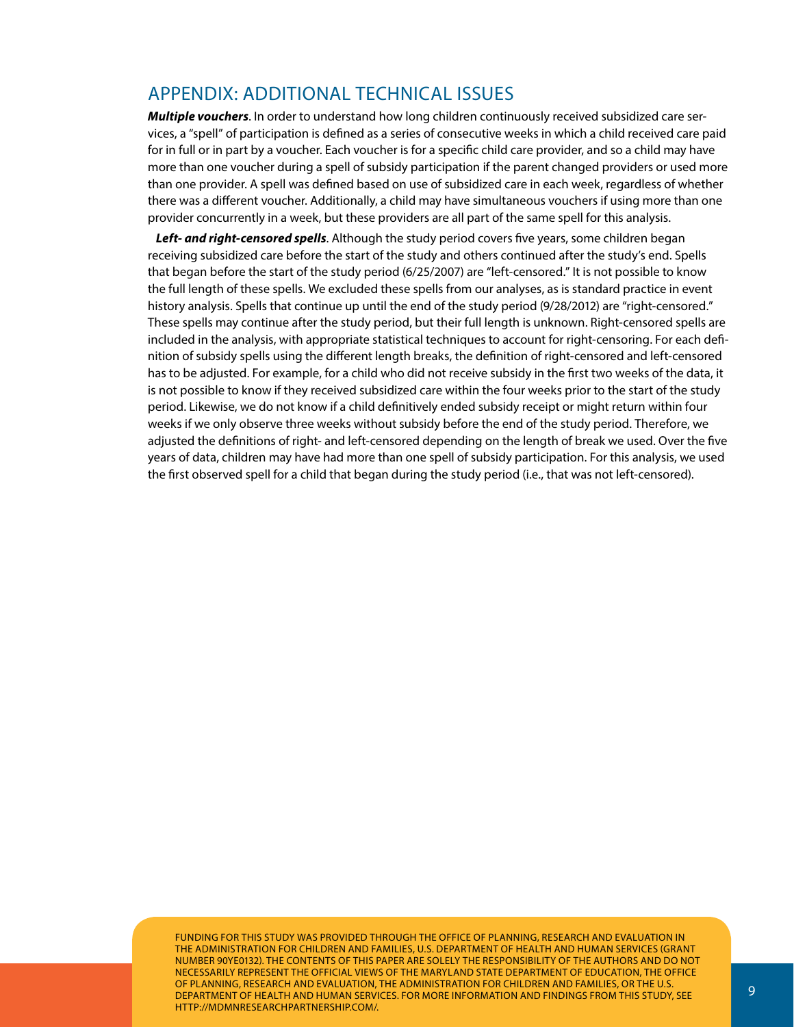## APPENDIX: ADDITIONAL TECHNICAL ISSUES

***Multiple vouchers***. In order to understand how long children continuously received subsidized care services, a "spell" of participation is defined as a series of consecutive weeks in which a child received care paid for in full or in part by a voucher. Each voucher is for a specific child care provider, and so a child may have more than one voucher during a spell of subsidy participation if the parent changed providers or used more than one provider. A spell was defined based on use of subsidized care in each week, regardless of whether there was a different voucher. Additionally, a child may have simultaneous vouchers if using more than one provider concurrently in a week, but these providers are all part of the same spell for this analysis.

***Left- and right-censored spells***. Although the study period covers five years, some children began receiving subsidized care before the start of the study and others continued after the study's end. Spells that began before the start of the study period (6/25/2007) are "left-censored." It is not possible to know the full length of these spells. We excluded these spells from our analyses, as is standard practice in event history analysis. Spells that continue up until the end of the study period (9/28/2012) are "right-censored." These spells may continue after the study period, but their full length is unknown. Right-censored spells are included in the analysis, with appropriate statistical techniques to account for right-censoring. For each definition of subsidy spells using the different length breaks, the definition of right-censored and left-censored has to be adjusted. For example, for a child who did not receive subsidy in the first two weeks of the data, it is not possible to know if they received subsidized care within the four weeks prior to the start of the study period. Likewise, we do not know if a child definitively ended subsidy receipt or might return within four weeks if we only observe three weeks without subsidy before the end of the study period. Therefore, we adjusted the definitions of right- and left-censored depending on the length of break we used. Over the five years of data, children may have had more than one spell of subsidy participation. For this analysis, we used the first observed spell for a child that began during the study period (i.e., that was not left-censored).

FUNDING FOR THIS STUDY WAS PROVIDED THROUGH THE OFFICE OF PLANNING, RESEARCH AND EVALUATION IN THE ADMINISTRATION FOR CHILDREN AND FAMILIES, U.S. DEPARTMENT OF HEALTH AND HUMAN SERVICES (GRANT NUMBER 90YE0132). THE CONTENTS OF THIS PAPER ARE SOLELY THE RESPONSIBILITY OF THE AUTHORS AND DO NOT NECESSARILY REPRESENT THE OFFICIAL VIEWS OF THE MARYLAND STATE DEPARTMENT OF EDUCATION, THE OFFICE OF PLANNING, RESEARCH AND EVALUATION, THE ADMINISTRATION FOR CHILDREN AND FAMILIES, OR THE U.S. DEPARTMENT OF HEALTH AND HUMAN SERVICES. FOR MORE INFORMATION AND FINDINGS FROM THIS STUDY, SEE HTTP://MDMNRESEARCHPARTNERSHIP.COM/.